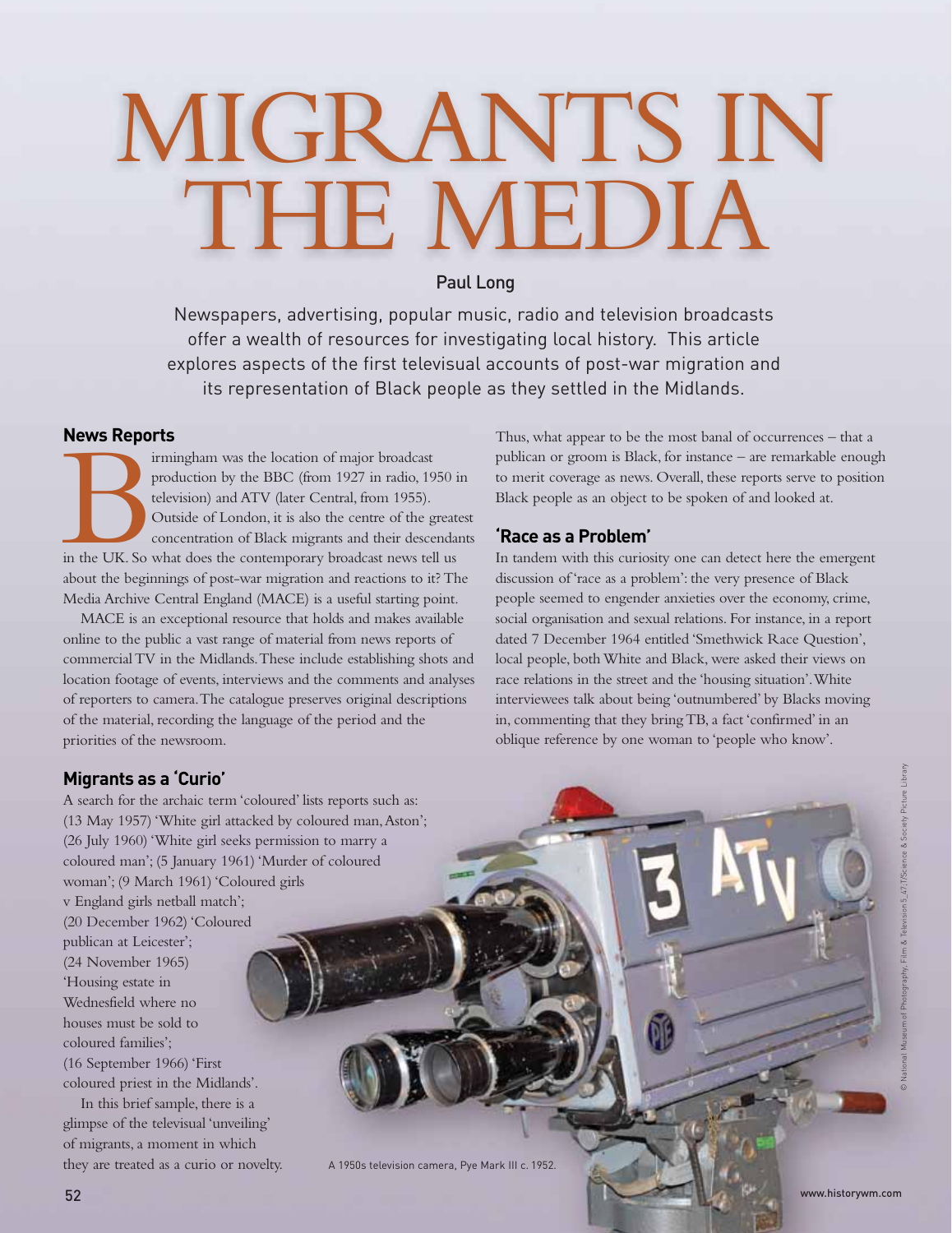# MIGRANTS IN THE MEDIA

Paul Long

Newspapers, advertising, popular music, radio and television broadcasts offer a wealth of resources for investigating local history. This article explores aspects of the first televisual accounts of post-war migration and its representation of Black people as they settled in the Midlands.

## News Reports

Birmingham was the location of major broadcast production by the BBC (from 1927 in radio, 1950 in television) and ATV (later Central, from 1955). Outside of London, it is also the centre of the greatest concentration of Black migrants and their descendants in the UK. So what does the contemporary broadcast news tell us about the beginnings of post-war migration and reactions to it? The Media Archive Central England (MACE) is a useful starting point.

MACE is an exceptional resource that holds and makes available online to the public a vast range of material from news reports of commercial TV in the Midlands. These include establishing shots and location footage of events, interviews and the comments and analyses of reporters to camera. The catalogue preserves original descriptions of the material, recording the language of the period and the priorities of the newsroom.

## Migrants as a 'Curio'

A search for the archaic term 'coloured' lists reports such as: (13 May 1957) 'White girl attacked by coloured man, Aston'; (26 July 1960) 'White girl seeks permission to marry a coloured man'; (5 January 1961) 'Murder of coloured woman'; (9 March 1961) 'Coloured girls v England girls netball match'; (20 December 1962) 'Coloured publican at Leicester'; (24 November 1965) 'Housing estate in Wednesfield where no houses must be sold to coloured families'; (16 September 1966) 'First coloured priest in the Midlands'.

In this brief sample, there is a glimpse of the televisual 'unveiling' of migrants, a moment in which they are treated as a curio or novelty. Thus, what appear to be the most banal of occurrences – that a publican or groom is Black, for instance – are remarkable enough to merit coverage as news. Overall, these reports serve to position Black people as an object to be spoken of and looked at.

## 'Race as a Problem'

In tandem with this curiosity one can detect here the emergent discussion of 'race as a problem': the very presence of Black people seemed to engender anxieties over the economy, crime, social organisation and sexual relations. For instance, in a report dated 7 December 1964 entitled 'Smethwick Race Question', local people, both White and Black, were asked their views on race relations in the street and the 'housing situation'. White interviewees talk about being 'outnumbered' by Blacks moving in, commenting that they bring TB, a fact 'confirmed' in an oblique reference by one woman to 'people who know'.

A 1950s television camera, Pye Mark III c. 1952.

© National Museum of Photography, Film & Television 5_47_1/Science & Society Picture Library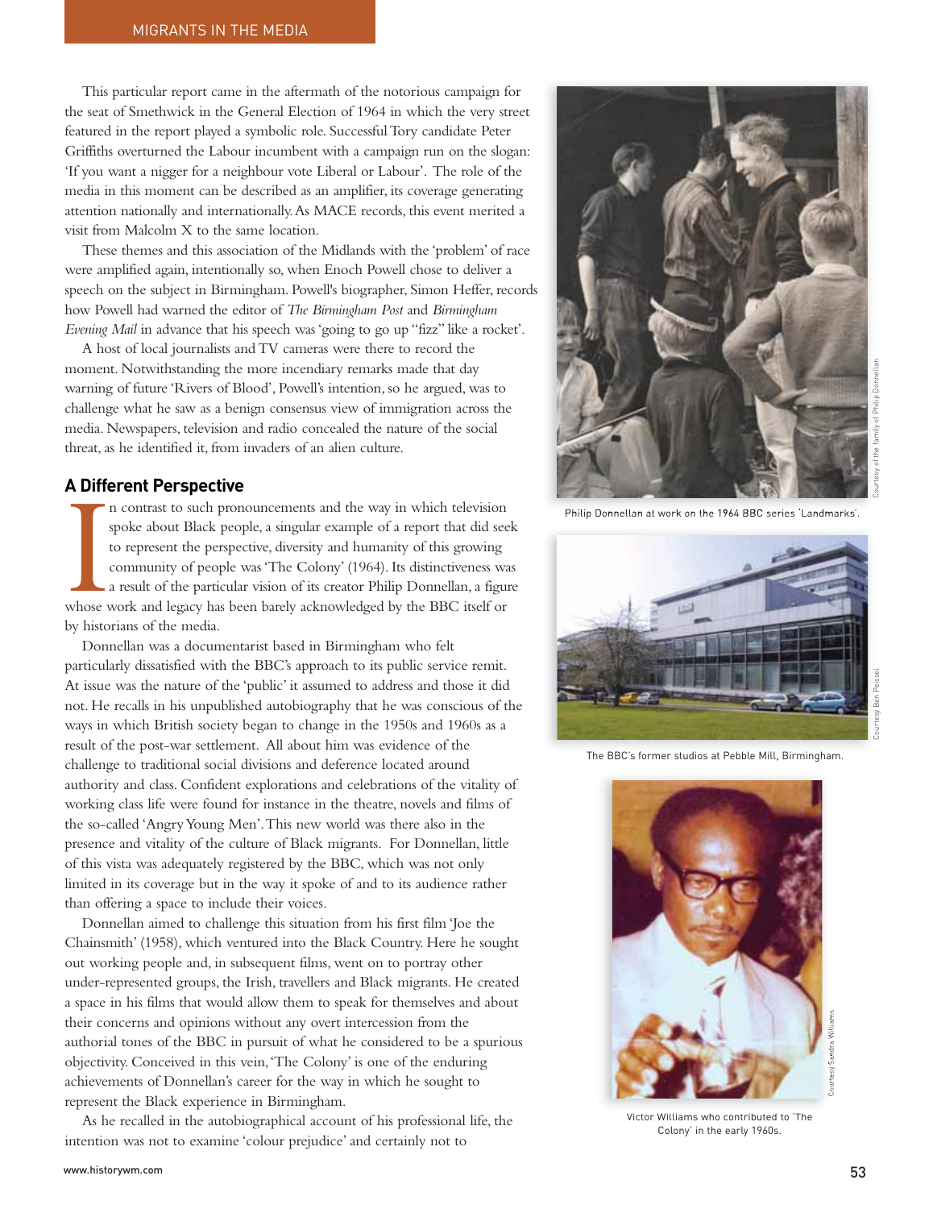This particular report came in the aftermath of the notorious campaign for the seat of Smethwick in the General Election of 1964 in which the very street featured in the report played a symbolic role. Successful Tory candidate Peter Griffiths overturned the Labour incumbent with a campaign run on the slogan: 'If you want a nigger for a neighbour vote Liberal or Labour'. The role of the media in this moment can be described as an amplifier, its coverage generating attention nationally and internationally. As MACE records, this event merited a visit from Malcolm X to the same location.

These themes and this association of the Midlands with the 'problem' of race were amplified again, intentionally so, when Enoch Powell chose to deliver a speech on the subject in Birmingham. Powell's biographer, Simon Heffer, records how Powell had warned the editor of *The Birmingham Post* and *Birmingham Evening Mail* in advance that his speech was 'going to go up "fizz" like a rocket'.

A host of local journalists and TV cameras were there to record the moment. Notwithstanding the more incendiary remarks made that day warning of future 'Rivers of Blood', Powell's intention, so he argued, was to challenge what he saw as a benign consensus view of immigration across the media. Newspapers, television and radio concealed the nature of the social threat, as he identified it, from invaders of an alien culture.

## A Different Perspective

In contrast to such pronouncements and the way in which television spoke about Black people, a singular example of a report that did seek to represent the perspective, diversity and humanity of this growing community of people was 'The Colony' (1964). Its distinctiveness was a result of the particular vision of its creator Philip Donnellan, a figure whose work and legacy has been barely acknowledged by the BBC itself or by historians of the media.

Donnellan was a documentarist based in Birmingham who felt particularly dissatisfied with the BBC's approach to its public service remit. At issue was the nature of the 'public' it assumed to address and those it did not. He recalls in his unpublished autobiography that he was conscious of the ways in which British society began to change in the 1950s and 1960s as a result of the post-war settlement. All about him was evidence of the challenge to traditional social divisions and deference located around authority and class. Confident explorations and celebrations of the vitality of working class life were found for instance in the theatre, novels and films of the so-called 'Angry Young Men'. This new world was there also in the presence and vitality of the culture of Black migrants. For Donnellan, little of this vista was adequately registered by the BBC, which was not only limited in its coverage but in the way it spoke of and to its audience rather than offering a space to include their voices.

Donnellan aimed to challenge this situation from his first film 'Joe the Chainsmith' (1958), which ventured into the Black Country. Here he sought out working people and, in subsequent films, went on to portray other under-represented groups, the Irish, travellers and Black migrants. He created a space in his films that would allow them to speak for themselves and about their concerns and opinions without any overt intercession from the authorial tones of the BBC in pursuit of what he considered to be a spurious objectivity. Conceived in this vein, 'The Colony' is one of the enduring achievements of Donnellan's career for the way in which he sought to represent the Black experience in Birmingham.

As he recalled in the autobiographical account of his professional life, the intention was not to examine 'colour prejudice' and certainly not to

Philip Donnellan at work on the 1964 BBC series 'Landmarks'.

Courtesy of the family of Philip Donnellan

The BBC's former studios at Pebble Mill, Birmingham.

Courtesy Ben Peissel

Victor Williams who contributed to 'The Colony' in the early 1960s.

Courtesy Sandra Williams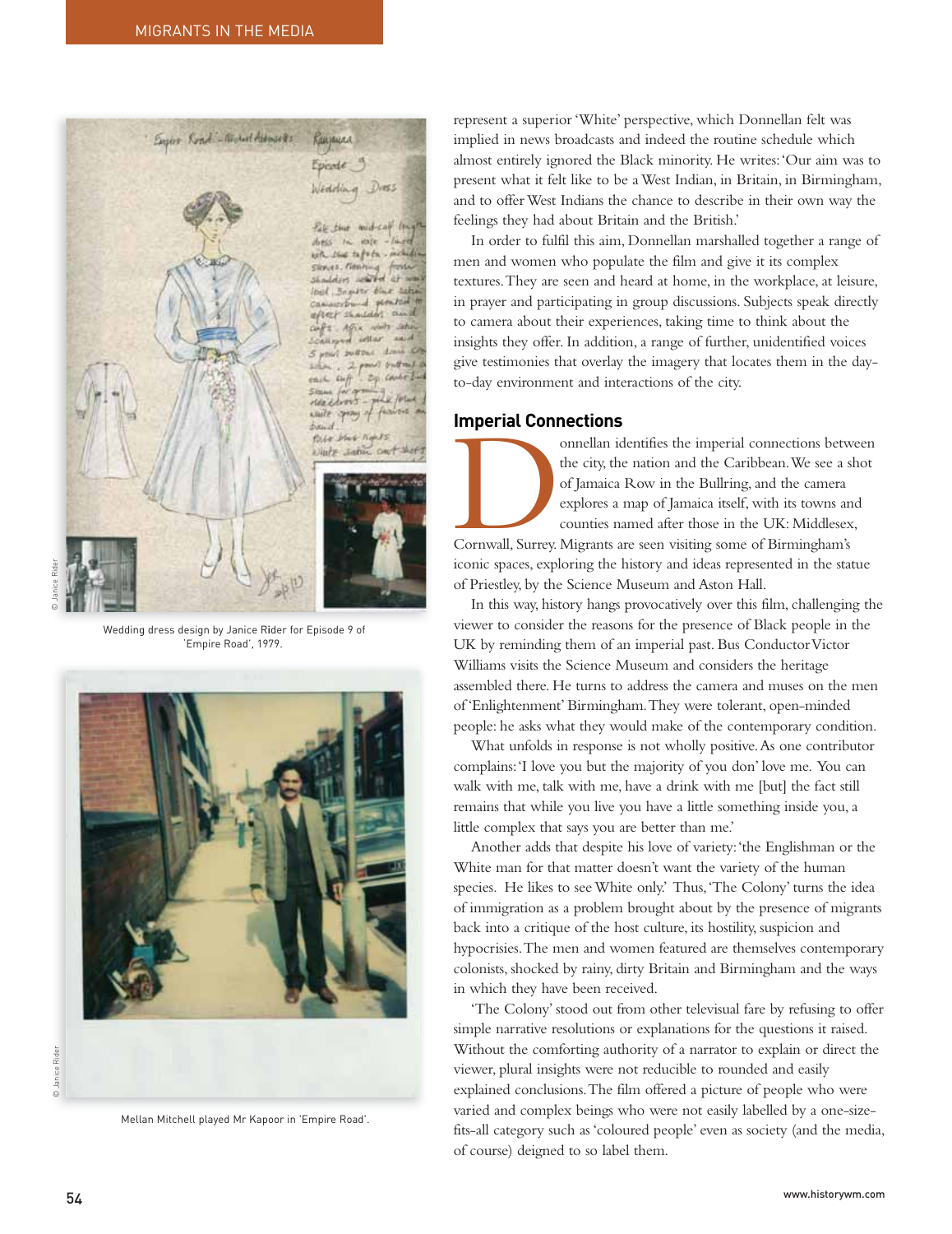Wedding dress design by Janice Rider for Episode 9 of 'Empire Road', 1979.

Mellan Mitchell played Mr Kapoor in 'Empire Road'.

represent a superior 'White' perspective, which Donnellan felt was implied in news broadcasts and indeed the routine schedule which almost entirely ignored the Black minority. He writes: 'Our aim was to present what it felt like to be a West Indian, in Britain, in Birmingham, and to offer West Indians the chance to describe in their own way the feelings they had about Britain and the British.'

In order to fulfil this aim, Donnellan marshalled together a range of men and women who populate the film and give it its complex textures. They are seen and heard at home, in the workplace, at leisure, in prayer and participating in group discussions. Subjects speak directly to camera about their experiences, taking time to think about the insights they offer. In addition, a range of further, unidentified voices give testimonies that overlay the imagery that locates them in the day-to-day environment and interactions of the city.

## Imperial Connections

Donnellan identifies the imperial connections between the city, the nation and the Caribbean. We see a shot of Jamaica Row in the Bullring, and the camera explores a map of Jamaica itself, with its towns and counties named after those in the UK: Middlesex, Cornwall, Surrey. Migrants are seen visiting some of Birmingham's iconic spaces, exploring the history and ideas represented in the statue of Priestley, by the Science Museum and Aston Hall.

In this way, history hangs provocatively over this film, challenging the viewer to consider the reasons for the presence of Black people in the UK by reminding them of an imperial past. Bus Conductor Victor Williams visits the Science Museum and considers the heritage assembled there. He turns to address the camera and muses on the men of 'Enlightenment' Birmingham. They were tolerant, open-minded people: he asks what they would make of the contemporary condition.

What unfolds in response is not wholly positive. As one contributor complains: 'I love you but the majority of you don' love me. You can walk with me, talk with me, have a drink with me [but] the fact still remains that while you live you have a little something inside you, a little complex that says you are better than me.'

Another adds that despite his love of variety: 'the Englishman or the White man for that matter doesn't want the variety of the human species. He likes to see White only.' Thus, 'The Colony' turns the idea of immigration as a problem brought about by the presence of migrants back into a critique of the host culture, its hostility, suspicion and hypocrisies. The men and women featured are themselves contemporary colonists, shocked by rainy, dirty Britain and Birmingham and the ways in which they have been received.

'The Colony' stood out from other televisual fare by refusing to offer simple narrative resolutions or explanations for the questions it raised. Without the comforting authority of a narrator to explain or direct the viewer, plural insights were not reducible to rounded and easily explained conclusions. The film offered a picture of people who were varied and complex beings who were not easily labelled by a one-size-fits-all category such as 'coloured people' even as society (and the media, of course) deigned to so label them.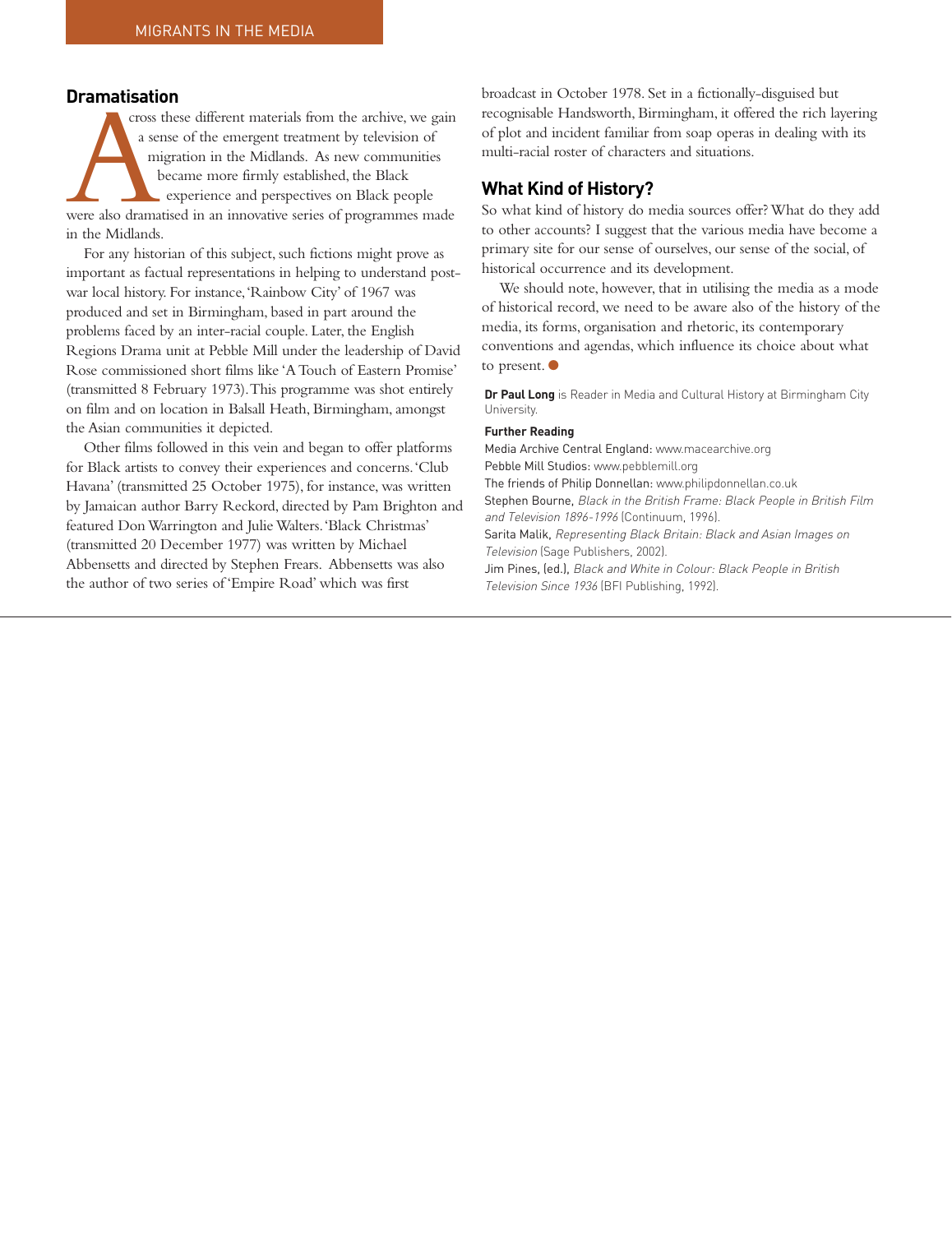## Dramatisation

Across these different materials from the archive, we gain a sense of the emergent treatment by television of migration in the Midlands. As new communities became more firmly established, the Black experience and perspectives on Black people were also dramatised in an innovative series of programmes made in the Midlands.

For any historian of this subject, such fictions might prove as important as factual representations in helping to understand post-war local history. For instance, 'Rainbow City' of 1967 was produced and set in Birmingham, based in part around the problems faced by an inter-racial couple. Later, the English Regions Drama unit at Pebble Mill under the leadership of David Rose commissioned short films like 'A Touch of Eastern Promise' (transmitted 8 February 1973). This programme was shot entirely on film and on location in Balsall Heath, Birmingham, amongst the Asian communities it depicted.

Other films followed in this vein and began to offer platforms for Black artists to convey their experiences and concerns. 'Club Havana' (transmitted 25 October 1975), for instance, was written by Jamaican author Barry Reckord, directed by Pam Brighton and featured Don Warrington and Julie Walters. 'Black Christmas' (transmitted 20 December 1977) was written by Michael Abbensetts and directed by Stephen Frears. Abbensetts was also the author of two series of 'Empire Road' which was first broadcast in October 1978. Set in a fictionally-disguised but recognisable Handsworth, Birmingham, it offered the rich layering of plot and incident familiar from soap operas in dealing with its multi-racial roster of characters and situations.

## What Kind of History?

So what kind of history do media sources offer? What do they add to other accounts? I suggest that the various media have become a primary site for our sense of ourselves, our sense of the social, of historical occurrence and its development.

We should note, however, that in utilising the media as a mode of historical record, we need to be aware also of the history of the media, its forms, organisation and rhetoric, its contemporary conventions and agendas, which influence its choice about what to present. ●

**Dr Paul Long** is Reader in Media and Cultural History at Birmingham City University.

**Further Reading**

Media Archive Central England: www.macearchive.org
Pebble Mill Studios: www.pebblemill.org
The friends of Philip Donnellan: www.philipdonnellan.co.uk
Stephen Bourne, *Black in the British Frame: Black People in British Film and Television 1896-1996* (Continuum, 1996).
Sarita Malik, *Representing Black Britain: Black and Asian Images on Television* (Sage Publishers, 2002).
Jim Pines, (ed.), *Black and White in Colour: Black People in British Television Since 1936* (BFI Publishing, 1992).